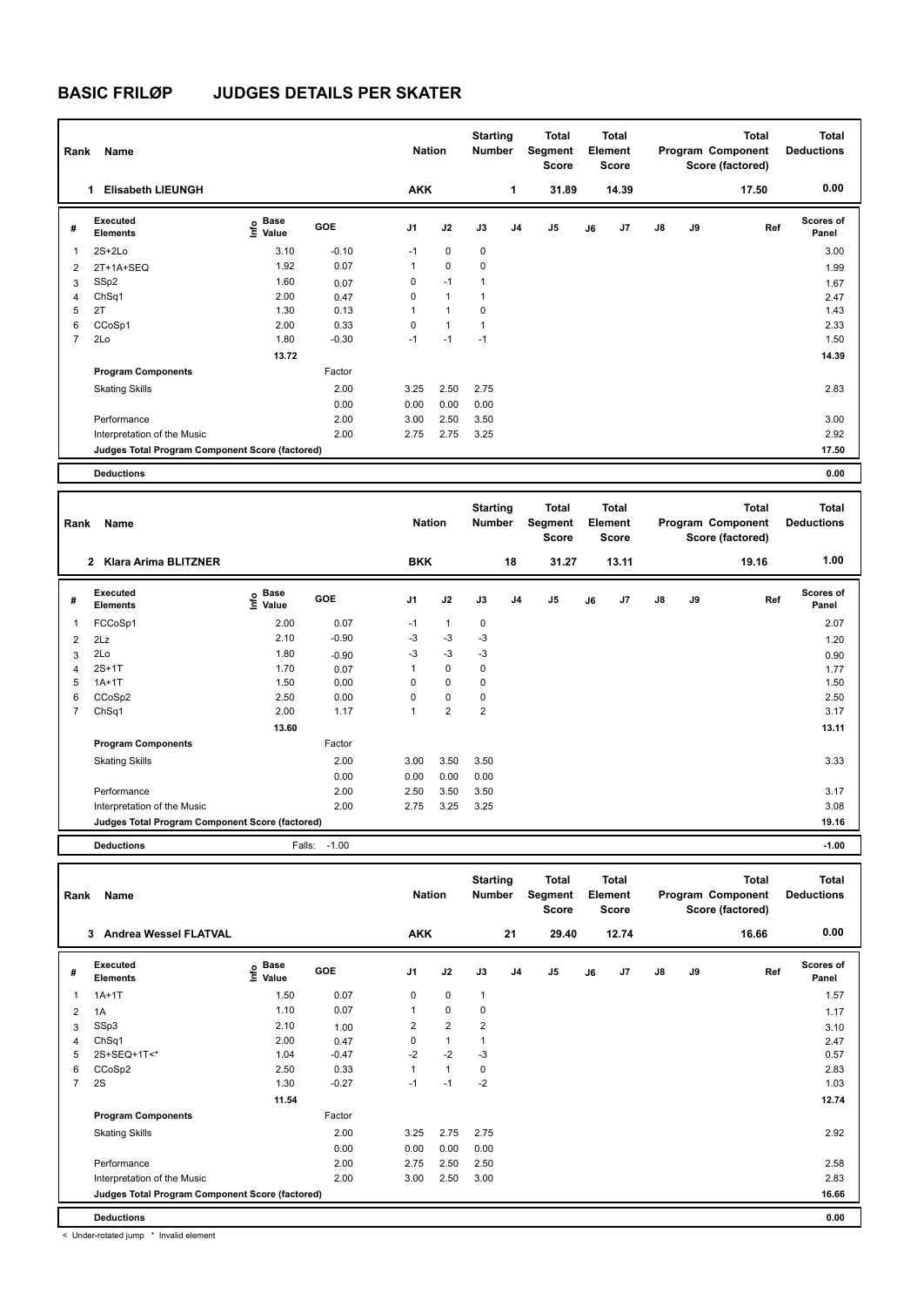# BASIC FRILØP JUDGES DETAILS PER SKATER

| Rank | Name | Nation | Starting Number | Total Segment Score | Total Element Score | Total Program Component Score (factored) | Total Deductions |
|---|---|---|---|---|---|---|---|
| 1 | Elisabeth LIEUNGH | AKK | 1 | 31.89 | 14.39 | 17.50 | 0.00 |

| # | Executed Elements | Info | Base Value | GOE | J1 | J2 | J3 | J4 | J5 | J6 | J7 | J8 | J9 | Ref | Scores of Panel |
|---|---|---|---|---|---|---|---|---|---|---|---|---|---|---|---|
| 1 | 2S+2Lo | | 3.10 | -0.10 | -1 | 0 | 0 | | | | | | | | 3.00 |
| 2 | 2T+1A+SEQ | | 1.92 | 0.07 | 1 | 0 | 0 | | | | | | | | 1.99 |
| 3 | SSp2 | | 1.60 | 0.07 | 0 | -1 | 1 | | | | | | | | 1.67 |
| 4 | ChSq1 | | 2.00 | 0.47 | 0 | 1 | 1 | | | | | | | | 2.47 |
| 5 | 2T | | 1.30 | 0.13 | 1 | 1 | 0 | | | | | | | | 1.43 |
| 6 | CCoSp1 | | 2.00 | 0.33 | 0 | 1 | 1 | | | | | | | | 2.33 |
| 7 | 2Lo | | 1.80 | -0.30 | -1 | -1 | -1 | | | | | | | | 1.50 |
| | | | 13.72 | | | | | | | | | | | | 14.39 |

| Program Components | Factor | J1 | J2 | J3 | Scores of Panel |
|---|---|---|---|---|---|
| Skating Skills | 2.00 | 3.25 | 2.50 | 2.75 | 2.83 |
| | 0.00 | 0.00 | 0.00 | 0.00 | |
| Performance | 2.00 | 3.00 | 2.50 | 3.50 | 3.00 |
| Interpretation of the Music | 2.00 | 2.75 | 2.75 | 3.25 | 2.92 |
| Judges Total Program Component Score (factored) | | | | | 17.50 |

| Deductions | | 0.00 |
|---|---|---|

| Rank | Name | Nation | Starting Number | Total Segment Score | Total Element Score | Total Program Component Score (factored) | Total Deductions |
|---|---|---|---|---|---|---|---|
| 2 | Klara Arima BLITZNER | BKK | 18 | 31.27 | 13.11 | 19.16 | 1.00 |

| # | Executed Elements | Info | Base Value | GOE | J1 | J2 | J3 | J4 | J5 | J6 | J7 | J8 | J9 | Ref | Scores of Panel |
|---|---|---|---|---|---|---|---|---|---|---|---|---|---|---|---|
| 1 | FCCoSp1 | | 2.00 | 0.07 | -1 | 1 | 0 | | | | | | | | 2.07 |
| 2 | 2Lz | | 2.10 | -0.90 | -3 | -3 | -3 | | | | | | | | 1.20 |
| 3 | 2Lo | | 1.80 | -0.90 | -3 | -3 | -3 | | | | | | | | 0.90 |
| 4 | 2S+1T | | 1.70 | 0.07 | 1 | 0 | 0 | | | | | | | | 1.77 |
| 5 | 1A+1T | | 1.50 | 0.00 | 0 | 0 | 0 | | | | | | | | 1.50 |
| 6 | CCoSp2 | | 2.50 | 0.00 | 0 | 0 | 0 | | | | | | | | 2.50 |
| 7 | ChSq1 | | 2.00 | 1.17 | 1 | 2 | 2 | | | | | | | | 3.17 |
| | | | 13.60 | | | | | | | | | | | | 13.11 |

| Program Components | Factor | J1 | J2 | J3 | Scores of Panel |
|---|---|---|---|---|---|
| Skating Skills | 2.00 | 3.00 | 3.50 | 3.50 | 3.33 |
| | 0.00 | 0.00 | 0.00 | 0.00 | |
| Performance | 2.00 | 2.50 | 3.50 | 3.50 | 3.17 |
| Interpretation of the Music | 2.00 | 2.75 | 3.25 | 3.25 | 3.08 |
| Judges Total Program Component Score (factored) | | | | | 19.16 |

| Deductions | Falls: | -1.00 | -1.00 |
|---|---|---|---|

| Rank | Name | Nation | Starting Number | Total Segment Score | Total Element Score | Total Program Component Score (factored) | Total Deductions |
|---|---|---|---|---|---|---|---|
| 3 | Andrea Wessel FLATVAL | AKK | 21 | 29.40 | 12.74 | 16.66 | 0.00 |

| # | Executed Elements | Info | Base Value | GOE | J1 | J2 | J3 | J4 | J5 | J6 | J7 | J8 | J9 | Ref | Scores of Panel |
|---|---|---|---|---|---|---|---|---|---|---|---|---|---|---|---|
| 1 | 1A+1T | | 1.50 | 0.07 | 0 | 0 | 1 | | | | | | | | 1.57 |
| 2 | 1A | | 1.10 | 0.07 | 1 | 0 | 0 | | | | | | | | 1.17 |
| 3 | SSp3 | | 2.10 | 1.00 | 2 | 2 | 2 | | | | | | | | 3.10 |
| 4 | ChSq1 | | 2.00 | 0.47 | 0 | 1 | 1 | | | | | | | | 2.47 |
| 5 | 2S+SEQ+1T<* | | 1.04 | -0.47 | -2 | -2 | -3 | | | | | | | | 0.57 |
| 6 | CCoSp2 | | 2.50 | 0.33 | 1 | 1 | 0 | | | | | | | | 2.83 |
| 7 | 2S | | 1.30 | -0.27 | -1 | -1 | -2 | | | | | | | | 1.03 |
| | | | 11.54 | | | | | | | | | | | | 12.74 |

| Program Components | Factor | J1 | J2 | J3 | Scores of Panel |
|---|---|---|---|---|---|
| Skating Skills | 2.00 | 3.25 | 2.75 | 2.75 | 2.92 |
| | 0.00 | 0.00 | 0.00 | 0.00 | |
| Performance | 2.00 | 2.75 | 2.50 | 2.50 | 2.58 |
| Interpretation of the Music | 2.00 | 3.00 | 2.50 | 3.00 | 2.83 |
| Judges Total Program Component Score (factored) | | | | | 16.66 |

| Deductions | | 0.00 |
|---|---|---|

< Under-rotated jump * Invalid element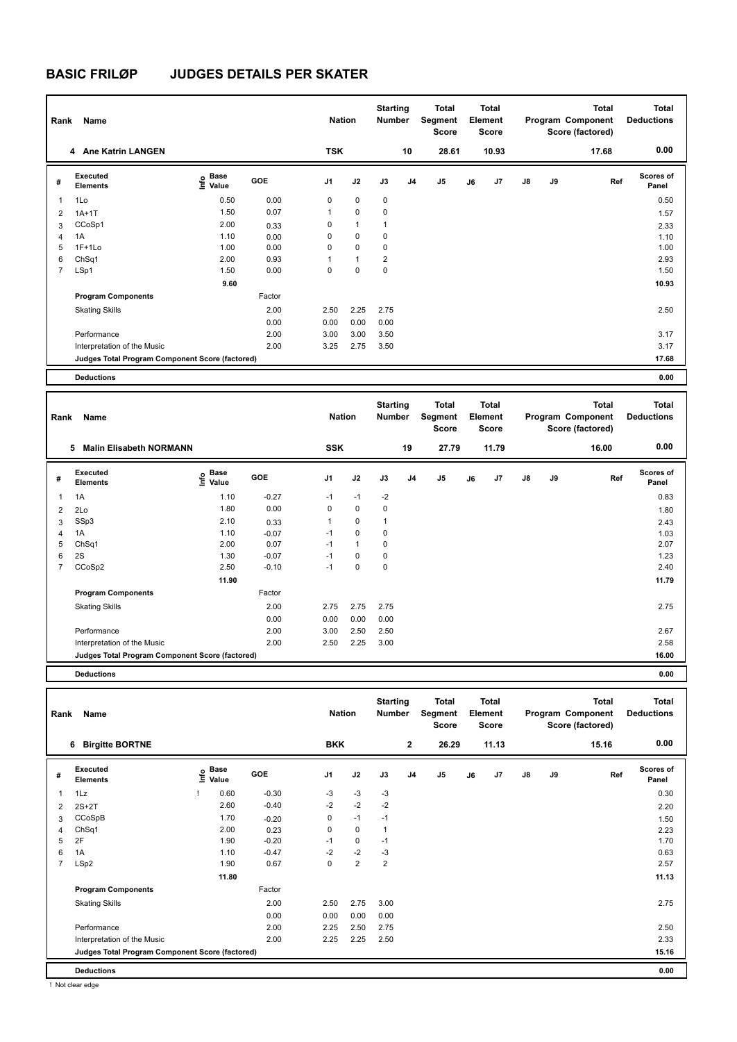# BASIC FRILØP JUDGES DETAILS PER SKATER

| Rank | Name | Nation | Starting Number | Total Segment Score | Total Element Score | Total Program Component Score (factored) | Total Deductions |
|---|---|---|---|---|---|---|---|
| 4 | Ane Katrin LANGEN | TSK | 10 | 28.61 | 10.93 | 17.68 | 0.00 |

| # | Executed Elements | Info | Base Value | GOE | J1 | J2 | J3 | J4 | J5 | J6 | J7 | J8 | J9 | Ref | Scores of Panel |
|---|---|---|---|---|---|---|---|---|---|---|---|---|---|---|---|
| 1 | 1Lo | | 0.50 | 0.00 | 0 | 0 | 0 | | | | | | | | 0.50 |
| 2 | 1A+1T | | 1.50 | 0.07 | 1 | 0 | 0 | | | | | | | | 1.57 |
| 3 | CCoSp1 | | 2.00 | 0.33 | 0 | 1 | 1 | | | | | | | | 2.33 |
| 4 | 1A | | 1.10 | 0.00 | 0 | 0 | 0 | | | | | | | | 1.10 |
| 5 | 1F+1Lo | | 1.00 | 0.00 | 0 | 0 | 0 | | | | | | | | 1.00 |
| 6 | ChSq1 | | 2.00 | 0.93 | 1 | 1 | 2 | | | | | | | | 2.93 |
| 7 | LSp1 | | 1.50 | 0.00 | 0 | 0 | 0 | | | | | | | | 1.50 |
| | | | 9.60 | | | | | | | | | | | | 10.93 |
| | Program Components | | | Factor | | | | | | | | | | | |
| | Skating Skills | | | 2.00 | 2.50 | 2.25 | 2.75 | | | | | | | | 2.50 |
| | | | | 0.00 | 0.00 | 0.00 | 0.00 | | | | | | | | |
| | Performance | | | 2.00 | 3.00 | 3.00 | 3.50 | | | | | | | | 3.17 |
| | Interpretation of the Music | | | 2.00 | 3.25 | 2.75 | 3.50 | | | | | | | | 3.17 |
| | Judges Total Program Component Score (factored) | | | | | | | | | | | | | | 17.68 |
| | Deductions | | | | | | | | | | | | | | 0.00 |

| Rank | Name | Nation | Starting Number | Total Segment Score | Total Element Score | Total Program Component Score (factored) | Total Deductions |
|---|---|---|---|---|---|---|---|
| 5 | Malin Elisabeth NORMANN | SSK | 19 | 27.79 | 11.79 | 16.00 | 0.00 |

| # | Executed Elements | Info | Base Value | GOE | J1 | J2 | J3 | J4 | J5 | J6 | J7 | J8 | J9 | Ref | Scores of Panel |
|---|---|---|---|---|---|---|---|---|---|---|---|---|---|---|---|
| 1 | 1A | | 1.10 | -0.27 | -1 | -1 | -2 | | | | | | | | 0.83 |
| 2 | 2Lo | | 1.80 | 0.00 | 0 | 0 | 0 | | | | | | | | 1.80 |
| 3 | SSp3 | | 2.10 | 0.33 | 1 | 0 | 1 | | | | | | | | 2.43 |
| 4 | 1A | | 1.10 | -0.07 | -1 | 0 | 0 | | | | | | | | 1.03 |
| 5 | ChSq1 | | 2.00 | 0.07 | -1 | 1 | 0 | | | | | | | | 2.07 |
| 6 | 2S | | 1.30 | -0.07 | -1 | 0 | 0 | | | | | | | | 1.23 |
| 7 | CCoSp2 | | 2.50 | -0.10 | -1 | 0 | 0 | | | | | | | | 2.40 |
| | | | 11.90 | | | | | | | | | | | | 11.79 |
| | Program Components | | | Factor | | | | | | | | | | | |
| | Skating Skills | | | 2.00 | 2.75 | 2.75 | 2.75 | | | | | | | | 2.75 |
| | | | | 0.00 | 0.00 | 0.00 | 0.00 | | | | | | | | |
| | Performance | | | 2.00 | 3.00 | 2.50 | 2.50 | | | | | | | | 2.67 |
| | Interpretation of the Music | | | 2.00 | 2.50 | 2.25 | 3.00 | | | | | | | | 2.58 |
| | Judges Total Program Component Score (factored) | | | | | | | | | | | | | | 16.00 |
| | Deductions | | | | | | | | | | | | | | 0.00 |

| Rank | Name | Nation | Starting Number | Total Segment Score | Total Element Score | Total Program Component Score (factored) | Total Deductions |
|---|---|---|---|---|---|---|---|
| 6 | Birgitte BORTNE | BKK | 2 | 26.29 | 11.13 | 15.16 | 0.00 |

| # | Executed Elements | Info | Base Value | GOE | J1 | J2 | J3 | J4 | J5 | J6 | J7 | J8 | J9 | Ref | Scores of Panel |
|---|---|---|---|---|---|---|---|---|---|---|---|---|---|---|---|
| 1 | 1Lz | ! | 0.60 | -0.30 | -3 | -3 | -3 | | | | | | | | 0.30 |
| 2 | 2S+2T | | 2.60 | -0.40 | -2 | -2 | -2 | | | | | | | | 2.20 |
| 3 | CCoSpB | | 1.70 | -0.20 | 0 | -1 | -1 | | | | | | | | 1.50 |
| 4 | ChSq1 | | 2.00 | 0.23 | 0 | 0 | 1 | | | | | | | | 2.23 |
| 5 | 2F | | 1.90 | -0.20 | -1 | 0 | -1 | | | | | | | | 1.70 |
| 6 | 1A | | 1.10 | -0.47 | -2 | -2 | -3 | | | | | | | | 0.63 |
| 7 | LSp2 | | 1.90 | 0.67 | 0 | 2 | 2 | | | | | | | | 2.57 |
| | | | 11.80 | | | | | | | | | | | | 11.13 |
| | Program Components | | | Factor | | | | | | | | | | | |
| | Skating Skills | | | 2.00 | 2.50 | 2.75 | 3.00 | | | | | | | | 2.75 |
| | | | | 0.00 | 0.00 | 0.00 | 0.00 | | | | | | | | |
| | Performance | | | 2.00 | 2.25 | 2.50 | 2.75 | | | | | | | | 2.50 |
| | Interpretation of the Music | | | 2.00 | 2.25 | 2.25 | 2.50 | | | | | | | | 2.33 |
| | Judges Total Program Component Score (factored) | | | | | | | | | | | | | | 15.16 |
| | Deductions | | | | | | | | | | | | | | 0.00 |

! Not clear edge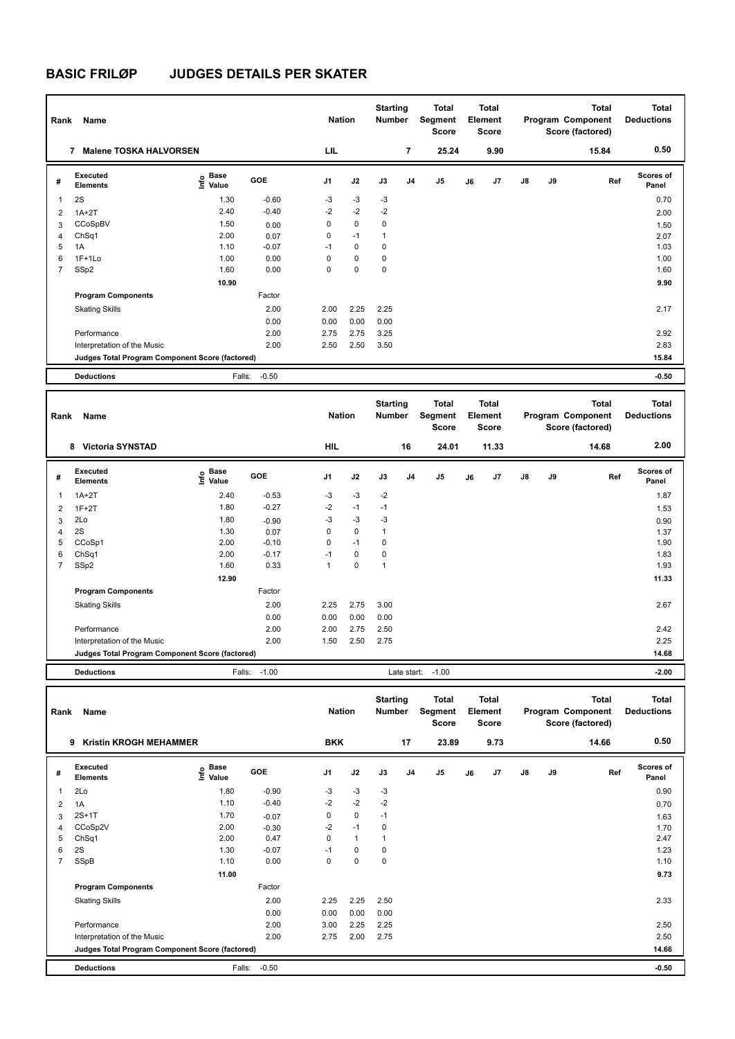# BASIC FRILØP JUDGES DETAILS PER SKATER

| Rank | Name | Nation | Starting Number | Total Segment Score | Total Element Score | Total Program Component Score (factored) | Total Deductions |
|---|---|---|---|---|---|---|---|
| 7 | Malene TOSKA HALVORSEN | LIL | 7 | 25.24 | 9.90 | 15.84 | 0.50 |

| # | Executed Elements | Info | Base Value | GOE | J1 | J2 | J3 | J4 | J5 | J6 | J7 | J8 | J9 | Ref | Scores of Panel |
|---|---|---|---|---|---|---|---|---|---|---|---|---|---|---|---|
| 1 | 2S | | 1.30 | -0.60 | -3 | -3 | -3 | | | | | | | | 0.70 |
| 2 | 1A+2T | | 2.40 | -0.40 | -2 | -2 | -2 | | | | | | | | 2.00 |
| 3 | CCoSpBV | | 1.50 | 0.00 | 0 | 0 | 0 | | | | | | | | 1.50 |
| 4 | ChSq1 | | 2.00 | 0.07 | 0 | -1 | 1 | | | | | | | | 2.07 |
| 5 | 1A | | 1.10 | -0.07 | -1 | 0 | 0 | | | | | | | | 1.03 |
| 6 | 1F+1Lo | | 1.00 | 0.00 | 0 | 0 | 0 | | | | | | | | 1.00 |
| 7 | SSp2 | | 1.60 | 0.00 | 0 | 0 | 0 | | | | | | | | 1.60 |
| | | | 10.90 | | | | | | | | | | | | 9.90 |
| | **Program Components** | | | Factor | | | | | | | | | | | |
| | Skating Skills | | | 2.00 | 2.00 | 2.25 | 2.25 | | | | | | | | 2.17 |
| | | | | 0.00 | 0.00 | 0.00 | 0.00 | | | | | | | | |
| | Performance | | | 2.00 | 2.75 | 2.75 | 3.25 | | | | | | | | 2.92 |
| | Interpretation of the Music | | | 2.00 | 2.50 | 2.50 | 3.50 | | | | | | | | 2.83 |
| | Judges Total Program Component Score (factored) | | | | | | | | | | | | | | 15.84 |
| | **Deductions** | | Falls: | -0.50 | | | | | | | | | | | -0.50 |

| Rank | Name | Nation | Starting Number | Total Segment Score | Total Element Score | Total Program Component Score (factored) | Total Deductions |
|---|---|---|---|---|---|---|---|
| 8 | Victoria SYNSTAD | HIL | 16 | 24.01 | 11.33 | 14.68 | 2.00 |

| # | Executed Elements | Info | Base Value | GOE | J1 | J2 | J3 | J4 | J5 | J6 | J7 | J8 | J9 | Ref | Scores of Panel |
|---|---|---|---|---|---|---|---|---|---|---|---|---|---|---|---|
| 1 | 1A+2T | | 2.40 | -0.53 | -3 | -3 | -2 | | | | | | | | 1.87 |
| 2 | 1F+2T | | 1.80 | -0.27 | -2 | -1 | -1 | | | | | | | | 1.53 |
| 3 | 2Lo | | 1.80 | -0.90 | -3 | -3 | -3 | | | | | | | | 0.90 |
| 4 | 2S | | 1.30 | 0.07 | 0 | 0 | 1 | | | | | | | | 1.37 |
| 5 | CCoSp1 | | 2.00 | -0.10 | 0 | -1 | 0 | | | | | | | | 1.90 |
| 6 | ChSq1 | | 2.00 | -0.17 | -1 | 0 | 0 | | | | | | | | 1.83 |
| 7 | SSp2 | | 1.60 | 0.33 | 1 | 0 | 1 | | | | | | | | 1.93 |
| | | | 12.90 | | | | | | | | | | | | 11.33 |
| | **Program Components** | | | Factor | | | | | | | | | | | |
| | Skating Skills | | | 2.00 | 2.25 | 2.75 | 3.00 | | | | | | | | 2.67 |
| | | | | 0.00 | 0.00 | 0.00 | 0.00 | | | | | | | | |
| | Performance | | | 2.00 | 2.00 | 2.75 | 2.50 | | | | | | | | 2.42 |
| | Interpretation of the Music | | | 2.00 | 1.50 | 2.50 | 2.75 | | | | | | | | 2.25 |
| | Judges Total Program Component Score (factored) | | | | | | | | | | | | | | 14.68 |
| | **Deductions** | | Falls: | -1.00 | | | Late start: | | -1.00 | | | | | | -2.00 |

| Rank | Name | Nation | Starting Number | Total Segment Score | Total Element Score | Total Program Component Score (factored) | Total Deductions |
|---|---|---|---|---|---|---|---|
| 9 | Kristin KROGH MEHAMMER | BKK | 17 | 23.89 | 9.73 | 14.66 | 0.50 |

| # | Executed Elements | Info | Base Value | GOE | J1 | J2 | J3 | J4 | J5 | J6 | J7 | J8 | J9 | Ref | Scores of Panel |
|---|---|---|---|---|---|---|---|---|---|---|---|---|---|---|---|
| 1 | 2Lo | | 1.80 | -0.90 | -3 | -3 | -3 | | | | | | | | 0.90 |
| 2 | 1A | | 1.10 | -0.40 | -2 | -2 | -2 | | | | | | | | 0.70 |
| 3 | 2S+1T | | 1.70 | -0.07 | 0 | 0 | -1 | | | | | | | | 1.63 |
| 4 | CCoSp2V | | 2.00 | -0.30 | -2 | -1 | 0 | | | | | | | | 1.70 |
| 5 | ChSq1 | | 2.00 | 0.47 | 0 | 1 | 1 | | | | | | | | 2.47 |
| 6 | 2S | | 1.30 | -0.07 | -1 | 0 | 0 | | | | | | | | 1.23 |
| 7 | SSpB | | 1.10 | 0.00 | 0 | 0 | 0 | | | | | | | | 1.10 |
| | | | 11.00 | | | | | | | | | | | | 9.73 |
| | **Program Components** | | | Factor | | | | | | | | | | | |
| | Skating Skills | | | 2.00 | 2.25 | 2.25 | 2.50 | | | | | | | | 2.33 |
| | | | | 0.00 | 0.00 | 0.00 | 0.00 | | | | | | | | |
| | Performance | | | 2.00 | 3.00 | 2.25 | 2.25 | | | | | | | | 2.50 |
| | Interpretation of the Music | | | 2.00 | 2.75 | 2.00 | 2.75 | | | | | | | | 2.50 |
| | Judges Total Program Component Score (factored) | | | | | | | | | | | | | | 14.66 |
| | **Deductions** | | Falls: | -0.50 | | | | | | | | | | | -0.50 |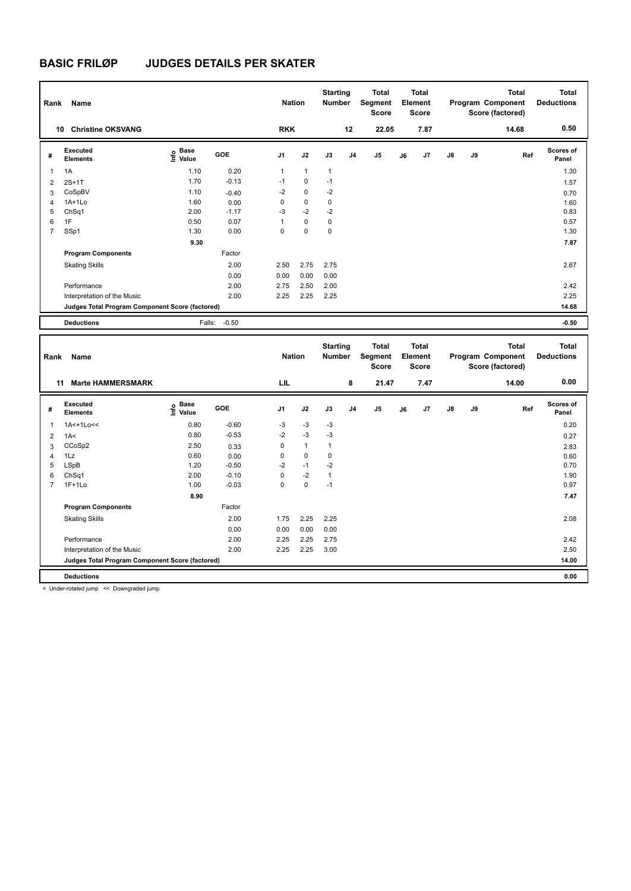# BASIC FRILØP JUDGES DETAILS PER SKATER

| Rank | Name | Nation | Starting Number | Total Segment Score | Total Element Score | Total Program Component Score (factored) | Total Deductions |
|---|---|---|---|---|---|---|---|
| 10 | Christine OKSVANG | RKK | 12 | 22.05 | 7.87 | 14.68 | 0.50 |

| # | Executed Elements | Info | Base Value | GOE | J1 | J2 | J3 | J4 | J5 | J6 | J7 | J8 | J9 | Ref | Scores of Panel |
|---|---|---|---|---|---|---|---|---|---|---|---|---|---|---|---|
| 1 | 1A | | 1.10 | 0.20 | 1 | 1 | 1 | | | | | | | | 1.30 |
| 2 | 2S+1T | | 1.70 | -0.13 | -1 | 0 | -1 | | | | | | | | 1.57 |
| 3 | CoSpBV | | 1.10 | -0.40 | -2 | 0 | -2 | | | | | | | | 0.70 |
| 4 | 1A+1Lo | | 1.60 | 0.00 | 0 | 0 | 0 | | | | | | | | 1.60 |
| 5 | ChSq1 | | 2.00 | -1.17 | -3 | -2 | -2 | | | | | | | | 0.83 |
| 6 | 1F | | 0.50 | 0.07 | 1 | 0 | 0 | | | | | | | | 0.57 |
| 7 | SSp1 | | 1.30 | 0.00 | 0 | 0 | 0 | | | | | | | | 1.30 |
| | | | 9.30 | | | | | | | | | | | | 7.87 |
| | **Program Components** | | | Factor | | | | | | | | | | | |
| | Skating Skills | | | 2.00 | 2.50 | 2.75 | 2.75 | | | | | | | | 2.67 |
| | | | | 0.00 | 0.00 | 0.00 | 0.00 | | | | | | | | |
| | Performance | | | 2.00 | 2.75 | 2.50 | 2.00 | | | | | | | | 2.42 |
| | Interpretation of the Music | | | 2.00 | 2.25 | 2.25 | 2.25 | | | | | | | | 2.25 |
| | **Judges Total Program Component Score (factored)** | | | | | | | | | | | | | | 14.68 |
| | **Deductions** | | Falls: | -0.50 | | | | | | | | | | | -0.50 |

| Rank | Name | Nation | Starting Number | Total Segment Score | Total Element Score | Total Program Component Score (factored) | Total Deductions |
|---|---|---|---|---|---|---|---|
| 11 | Marte HAMMERSMARK | LIL | 8 | 21.47 | 7.47 | 14.00 | 0.00 |

| # | Executed Elements | Info | Base Value | GOE | J1 | J2 | J3 | J4 | J5 | J6 | J7 | J8 | J9 | Ref | Scores of Panel |
|---|---|---|---|---|---|---|---|---|---|---|---|---|---|---|---|
| 1 | 1A<+1Lo<< | | 0.80 | -0.60 | -3 | -3 | -3 | | | | | | | | 0.20 |
| 2 | 1A< | | 0.80 | -0.53 | -2 | -3 | -3 | | | | | | | | 0.27 |
| 3 | CCoSp2 | | 2.50 | 0.33 | 0 | 1 | 1 | | | | | | | | 2.83 |
| 4 | 1Lz | | 0.60 | 0.00 | 0 | 0 | 0 | | | | | | | | 0.60 |
| 5 | LSpB | | 1.20 | -0.50 | -2 | -1 | -2 | | | | | | | | 0.70 |
| 6 | ChSq1 | | 2.00 | -0.10 | 0 | -2 | 1 | | | | | | | | 1.90 |
| 7 | 1F+1Lo | | 1.00 | -0.03 | 0 | 0 | -1 | | | | | | | | 0.97 |
| | | | 8.90 | | | | | | | | | | | | 7.47 |
| | **Program Components** | | | Factor | | | | | | | | | | | |
| | Skating Skills | | | 2.00 | 1.75 | 2.25 | 2.25 | | | | | | | | 2.08 |
| | | | | 0.00 | 0.00 | 0.00 | 0.00 | | | | | | | | |
| | Performance | | | 2.00 | 2.25 | 2.25 | 2.75 | | | | | | | | 2.42 |
| | Interpretation of the Music | | | 2.00 | 2.25 | 2.25 | 3.00 | | | | | | | | 2.50 |
| | **Judges Total Program Component Score (factored)** | | | | | | | | | | | | | | 14.00 |
| | **Deductions** | | | | | | | | | | | | | | 0.00 |

< Under-rotated jump << Downgraded jump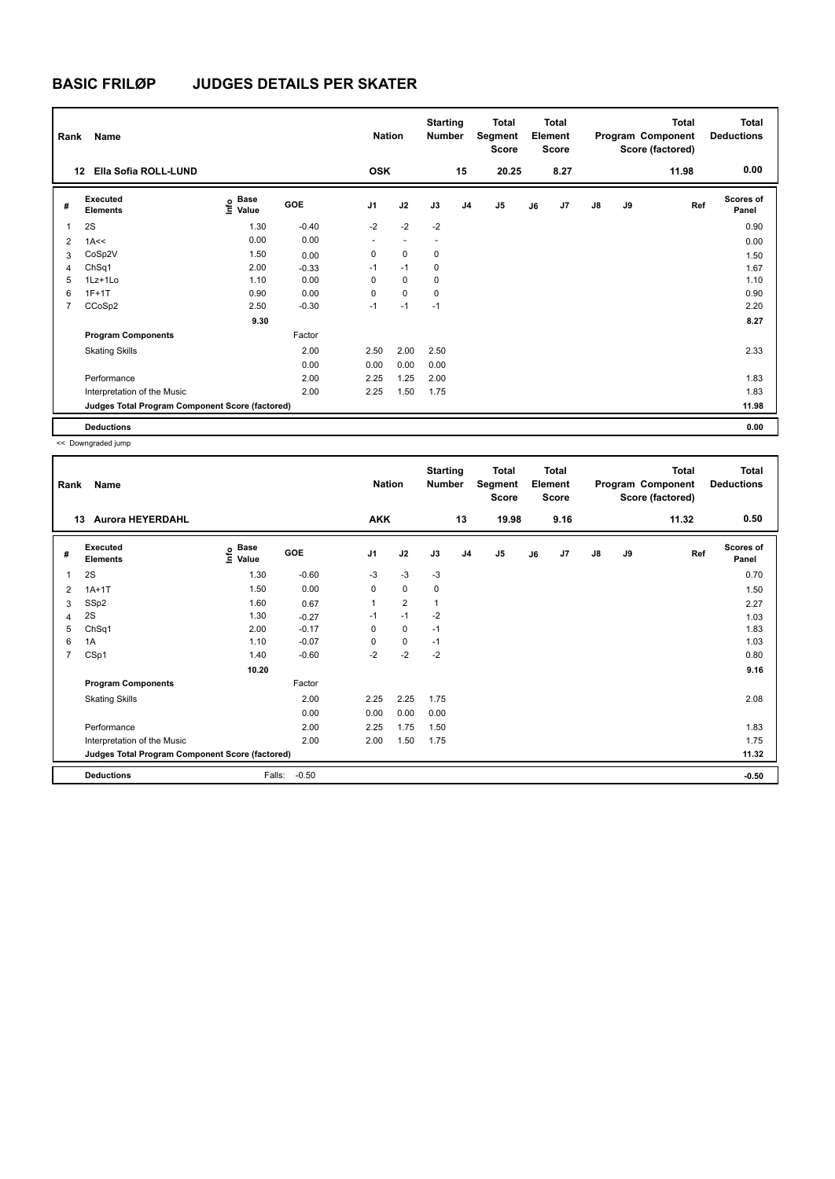# BASIC FRILØP JUDGES DETAILS PER SKATER

| Rank | Name | Nation | Starting Number | Total Segment Score | Total Element Score | Total Program Component Score (factored) | Total Deductions |
|---|---|---|---|---|---|---|---|
| 12 | Ella Sofia ROLL-LUND | OSK | 15 | 20.25 | 8.27 | 11.98 | 0.00 |

| # | Executed Elements | Info | Base Value | GOE | J1 | J2 | J3 | J4 | J5 | J6 | J7 | J8 | J9 | Ref | Scores of Panel |
|---|---|---|---|---|---|---|---|---|---|---|---|---|---|---|---|
| 1 | 2S | | 1.30 | -0.40 | -2 | -2 | -2 | | | | | | | | 0.90 |
| 2 | 1A<< | | 0.00 | 0.00 | - | - | - | | | | | | | | 0.00 |
| 3 | CoSp2V | | 1.50 | 0.00 | 0 | 0 | 0 | | | | | | | | 1.50 |
| 4 | ChSq1 | | 2.00 | -0.33 | -1 | -1 | 0 | | | | | | | | 1.67 |
| 5 | 1Lz+1Lo | | 1.10 | 0.00 | 0 | 0 | 0 | | | | | | | | 1.10 |
| 6 | 1F+1T | | 0.90 | 0.00 | 0 | 0 | 0 | | | | | | | | 0.90 |
| 7 | CCoSp2 | | 2.50 | -0.30 | -1 | -1 | -1 | | | | | | | | 2.20 |
| | | | 9.30 | | | | | | | | | | | | 8.27 |
| | Program Components | | | Factor | | | | | | | | | | | |
| | Skating Skills | | | 2.00 | 2.50 | 2.00 | 2.50 | | | | | | | | 2.33 |
| | | | | 0.00 | 0.00 | 0.00 | 0.00 | | | | | | | | |
| | Performance | | | 2.00 | 2.25 | 1.25 | 2.00 | | | | | | | | 1.83 |
| | Interpretation of the Music | | | 2.00 | 2.25 | 1.50 | 1.75 | | | | | | | | 1.83 |
| | Judges Total Program Component Score (factored) | | | | | | | | | | | | | | 11.98 |
| | Deductions | | | | | | | | | | | | | | 0.00 |

<< Downgraded jump

| Rank | Name | Nation | Starting Number | Total Segment Score | Total Element Score | Total Program Component Score (factored) | Total Deductions |
|---|---|---|---|---|---|---|---|
| 13 | Aurora HEYERDAHL | AKK | 13 | 19.98 | 9.16 | 11.32 | 0.50 |

| # | Executed Elements | Info | Base Value | GOE | J1 | J2 | J3 | J4 | J5 | J6 | J7 | J8 | J9 | Ref | Scores of Panel |
|---|---|---|---|---|---|---|---|---|---|---|---|---|---|---|---|
| 1 | 2S | | 1.30 | -0.60 | -3 | -3 | -3 | | | | | | | | 0.70 |
| 2 | 1A+1T | | 1.50 | 0.00 | 0 | 0 | 0 | | | | | | | | 1.50 |
| 3 | SSp2 | | 1.60 | 0.67 | 1 | 2 | 1 | | | | | | | | 2.27 |
| 4 | 2S | | 1.30 | -0.27 | -1 | -1 | -2 | | | | | | | | 1.03 |
| 5 | ChSq1 | | 2.00 | -0.17 | 0 | 0 | -1 | | | | | | | | 1.83 |
| 6 | 1A | | 1.10 | -0.07 | 0 | 0 | -1 | | | | | | | | 1.03 |
| 7 | CSp1 | | 1.40 | -0.60 | -2 | -2 | -2 | | | | | | | | 0.80 |
| | | | 10.20 | | | | | | | | | | | | 9.16 |
| | Program Components | | | Factor | | | | | | | | | | | |
| | Skating Skills | | | 2.00 | 2.25 | 2.25 | 1.75 | | | | | | | | 2.08 |
| | | | | 0.00 | 0.00 | 0.00 | 0.00 | | | | | | | | |
| | Performance | | | 2.00 | 2.25 | 1.75 | 1.50 | | | | | | | | 1.83 |
| | Interpretation of the Music | | | 2.00 | 2.00 | 1.50 | 1.75 | | | | | | | | 1.75 |
| | Judges Total Program Component Score (factored) | | | | | | | | | | | | | | 11.32 |
| | Deductions | | Falls: | -0.50 | | | | | | | | | | | -0.50 |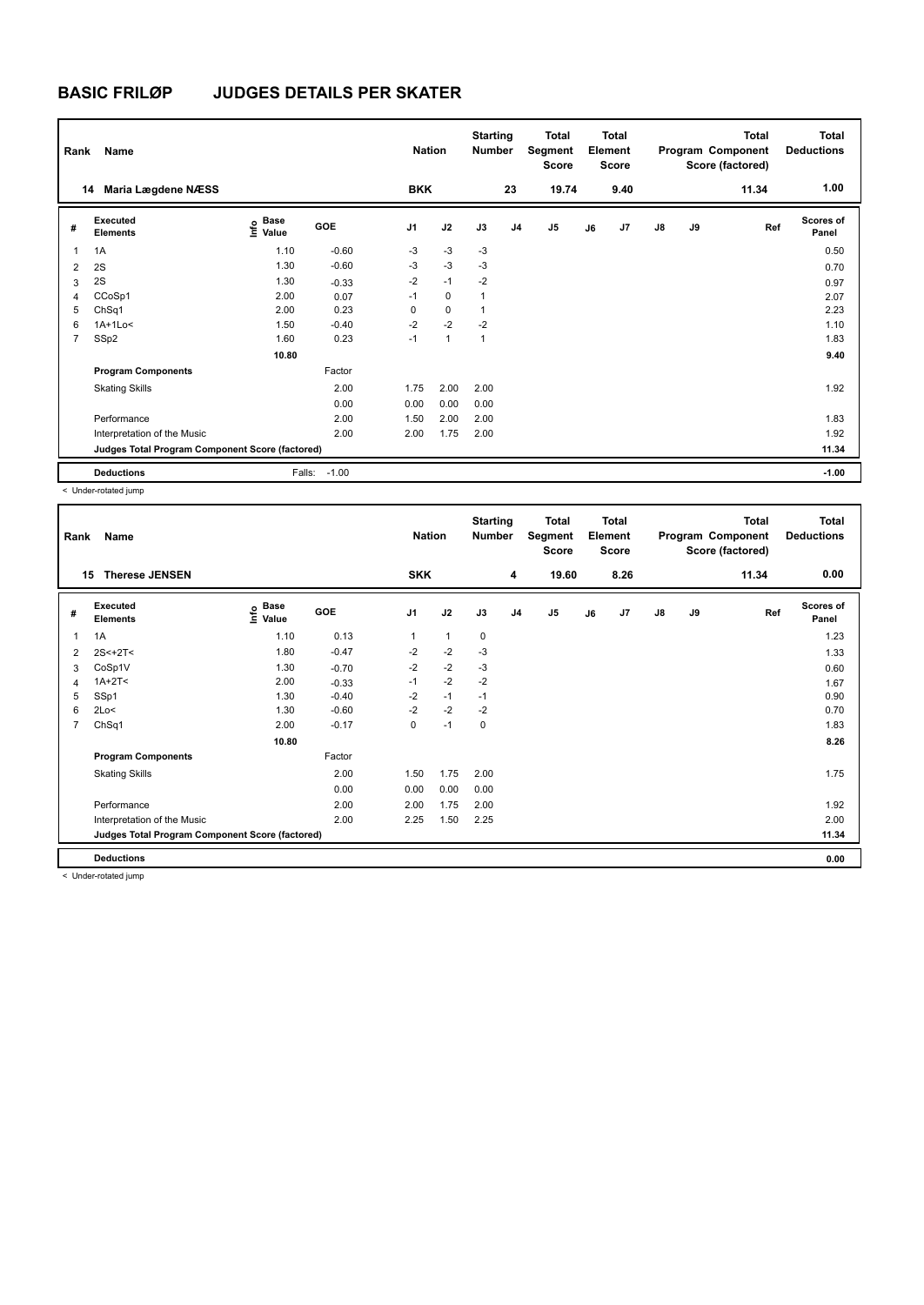# BASIC FRILØP JUDGES DETAILS PER SKATER

| Rank | Name | Nation | Starting Number | Total Segment Score | Total Element Score | Total Program Component Score (factored) | Total Deductions |
|---|---|---|---|---|---|---|---|
| 14 | Maria Lægdene NÆSS | BKK | 23 | 19.74 | 9.40 | 11.34 | 1.00 |

| # | Executed Elements | Info | Base Value | GOE | J1 | J2 | J3 | J4 | J5 | J6 | J7 | J8 | J9 | Ref | Scores of Panel |
|---|---|---|---|---|---|---|---|---|---|---|---|---|---|---|---|
| 1 | 1A | | 1.10 | -0.60 | -3 | -3 | -3 | | | | | | | | 0.50 |
| 2 | 2S | | 1.30 | -0.60 | -3 | -3 | -3 | | | | | | | | 0.70 |
| 3 | 2S | | 1.30 | -0.33 | -2 | -1 | -2 | | | | | | | | 0.97 |
| 4 | CCoSp1 | | 2.00 | 0.07 | -1 | 0 | 1 | | | | | | | | 2.07 |
| 5 | ChSq1 | | 2.00 | 0.23 | 0 | 0 | 1 | | | | | | | | 2.23 |
| 6 | 1A+1Lo< | | 1.50 | -0.40 | -2 | -2 | -2 | | | | | | | | 1.10 |
| 7 | SSp2 | | 1.60 | 0.23 | -1 | 1 | 1 | | | | | | | | 1.83 |
| | | | 10.80 | | | | | | | | | | | | 9.40 |
| | **Program Components** | | | Factor | | | | | | | | | | | |
| | Skating Skills | | | 2.00 | 1.75 | 2.00 | 2.00 | | | | | | | | 1.92 |
| | | | | 0.00 | 0.00 | 0.00 | 0.00 | | | | | | | | |
| | Performance | | | 2.00 | 1.50 | 2.00 | 2.00 | | | | | | | | 1.83 |
| | Interpretation of the Music | | | 2.00 | 2.00 | 1.75 | 2.00 | | | | | | | | 1.92 |
| | **Judges Total Program Component Score (factored)** | | | | | | | | | | | | | | 11.34 |
| | **Deductions** | | Falls: | -1.00 | | | | | | | | | | | -1.00 |

< Under-rotated jump

| Rank | Name | Nation | Starting Number | Total Segment Score | Total Element Score | Total Program Component Score (factored) | Total Deductions |
|---|---|---|---|---|---|---|---|
| 15 | Therese JENSEN | SKK | 4 | 19.60 | 8.26 | 11.34 | 0.00 |

| # | Executed Elements | Info | Base Value | GOE | J1 | J2 | J3 | J4 | J5 | J6 | J7 | J8 | J9 | Ref | Scores of Panel |
|---|---|---|---|---|---|---|---|---|---|---|---|---|---|---|---|
| 1 | 1A | | 1.10 | 0.13 | 1 | 1 | 0 | | | | | | | | 1.23 |
| 2 | 2S<+2T< | | 1.80 | -0.47 | -2 | -2 | -3 | | | | | | | | 1.33 |
| 3 | CoSp1V | | 1.30 | -0.70 | -2 | -2 | -3 | | | | | | | | 0.60 |
| 4 | 1A+2T< | | 2.00 | -0.33 | -1 | -2 | -2 | | | | | | | | 1.67 |
| 5 | SSp1 | | 1.30 | -0.40 | -2 | -1 | -1 | | | | | | | | 0.90 |
| 6 | 2Lo< | | 1.30 | -0.60 | -2 | -2 | -2 | | | | | | | | 0.70 |
| 7 | ChSq1 | | 2.00 | -0.17 | 0 | -1 | 0 | | | | | | | | 1.83 |
| | | | 10.80 | | | | | | | | | | | | 8.26 |
| | **Program Components** | | | Factor | | | | | | | | | | | |
| | Skating Skills | | | 2.00 | 1.50 | 1.75 | 2.00 | | | | | | | | 1.75 |
| | | | | 0.00 | 0.00 | 0.00 | 0.00 | | | | | | | | |
| | Performance | | | 2.00 | 2.00 | 1.75 | 2.00 | | | | | | | | 1.92 |
| | Interpretation of the Music | | | 2.00 | 2.25 | 1.50 | 2.25 | | | | | | | | 2.00 |
| | **Judges Total Program Component Score (factored)** | | | | | | | | | | | | | | 11.34 |
| | **Deductions** | | | | | | | | | | | | | | 0.00 |

< Under-rotated jump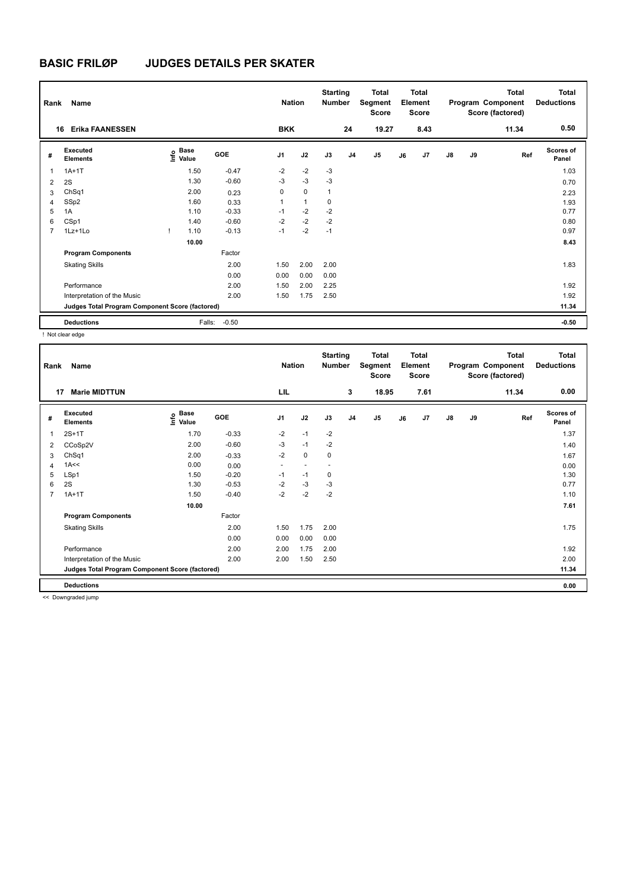# BASIC FRILØP JUDGES DETAILS PER SKATER

| Rank | Name | Nation | Starting Number | Total Segment Score | Total Element Score | Total Program Component Score (factored) | Total Deductions |
|---|---|---|---|---|---|---|---|
| 16 | Erika FAANESSEN | BKK | 24 | 19.27 | 8.43 | 11.34 | 0.50 |

| # | Executed Elements | Info | Base Value | GOE | J1 | J2 | J3 | J4 | J5 | J6 | J7 | J8 | J9 | Ref | Scores of Panel |
|---|---|---|---|---|---|---|---|---|---|---|---|---|---|---|---|
| 1 | 1A+1T | | 1.50 | -0.47 | -2 | -2 | -3 | | | | | | | | 1.03 |
| 2 | 2S | | 1.30 | -0.60 | -3 | -3 | -3 | | | | | | | | 0.70 |
| 3 | ChSq1 | | 2.00 | 0.23 | 0 | 0 | 1 | | | | | | | | 2.23 |
| 4 | SSp2 | | 1.60 | 0.33 | 1 | 1 | 0 | | | | | | | | 1.93 |
| 5 | 1A | | 1.10 | -0.33 | -1 | -2 | -2 | | | | | | | | 0.77 |
| 6 | CSp1 | | 1.40 | -0.60 | -2 | -2 | -2 | | | | | | | | 0.80 |
| 7 | 1Lz+1Lo | ! | 1.10 | -0.13 | -1 | -2 | -1 | | | | | | | | 0.97 |
| | | | 10.00 | | | | | | | | | | | | 8.43 |
| | Program Components | | | Factor | | | | | | | | | | | |
| | Skating Skills | | | 2.00 | 1.50 | 2.00 | 2.00 | | | | | | | | 1.83 |
| | | | | 0.00 | 0.00 | 0.00 | 0.00 | | | | | | | | |
| | Performance | | | 2.00 | 1.50 | 2.00 | 2.25 | | | | | | | | 1.92 |
| | Interpretation of the Music | | | 2.00 | 1.50 | 1.75 | 2.50 | | | | | | | | 1.92 |
| | Judges Total Program Component Score (factored) | | | | | | | | | | | | | | 11.34 |
| | Deductions | | Falls: | -0.50 | | | | | | | | | | | -0.50 |

! Not clear edge

| Rank | Name | Nation | Starting Number | Total Segment Score | Total Element Score | Total Program Component Score (factored) | Total Deductions |
|---|---|---|---|---|---|---|---|
| 17 | Marie MIDTTUN | LIL | 3 | 18.95 | 7.61 | 11.34 | 0.00 |

| # | Executed Elements | Info | Base Value | GOE | J1 | J2 | J3 | J4 | J5 | J6 | J7 | J8 | J9 | Ref | Scores of Panel |
|---|---|---|---|---|---|---|---|---|---|---|---|---|---|---|---|
| 1 | 2S+1T | | 1.70 | -0.33 | -2 | -1 | -2 | | | | | | | | 1.37 |
| 2 | CCoSp2V | | 2.00 | -0.60 | -3 | -1 | -2 | | | | | | | | 1.40 |
| 3 | ChSq1 | | 2.00 | -0.33 | -2 | 0 | 0 | | | | | | | | 1.67 |
| 4 | 1A<< | | 0.00 | 0.00 | - | - | - | | | | | | | | 0.00 |
| 5 | LSp1 | | 1.50 | -0.20 | -1 | -1 | 0 | | | | | | | | 1.30 |
| 6 | 2S | | 1.30 | -0.53 | -2 | -3 | -3 | | | | | | | | 0.77 |
| 7 | 1A+1T | | 1.50 | -0.40 | -2 | -2 | -2 | | | | | | | | 1.10 |
| | | | 10.00 | | | | | | | | | | | | 7.61 |
| | Program Components | | | Factor | | | | | | | | | | | |
| | Skating Skills | | | 2.00 | 1.50 | 1.75 | 2.00 | | | | | | | | 1.75 |
| | | | | 0.00 | 0.00 | 0.00 | 0.00 | | | | | | | | |
| | Performance | | | 2.00 | 2.00 | 1.75 | 2.00 | | | | | | | | 1.92 |
| | Interpretation of the Music | | | 2.00 | 2.00 | 1.50 | 2.50 | | | | | | | | 2.00 |
| | Judges Total Program Component Score (factored) | | | | | | | | | | | | | | 11.34 |
| | Deductions | | | | | | | | | | | | | | 0.00 |

<< Downgraded jump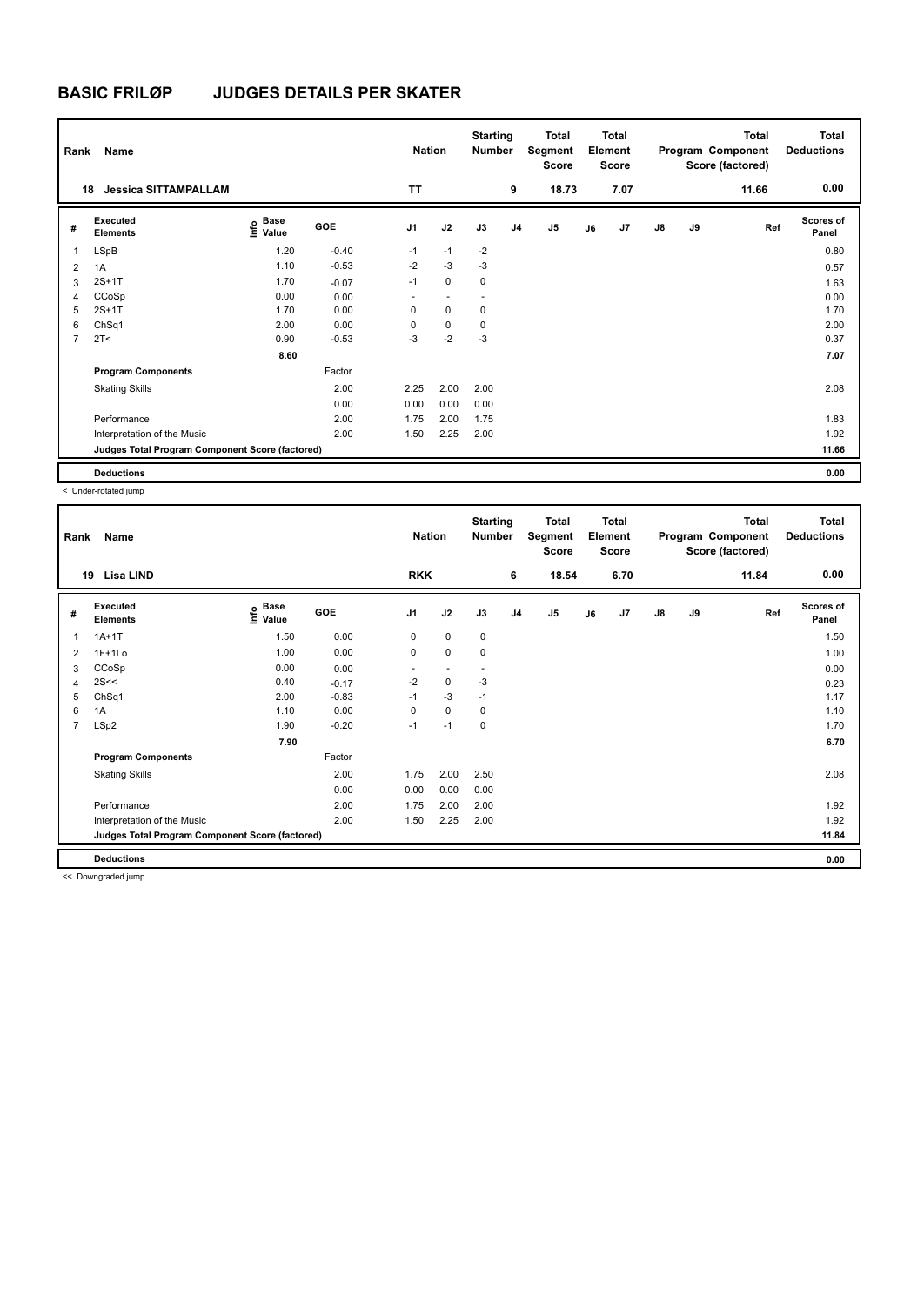# BASIC FRILØP JUDGES DETAILS PER SKATER

| Rank | Name | Nation | Starting Number | Total Segment Score | Total Element Score | Total Program Component Score (factored) | Total Deductions |
|---|---|---|---|---|---|---|---|
| 18 | Jessica SITTAMPALLAM | TT | 9 | 18.73 | 7.07 | 11.66 | 0.00 |

| # | Executed Elements | Info | Base Value | GOE | J1 | J2 | J3 | J4 | J5 | J6 | J7 | J8 | J9 | Ref | Scores of Panel |
|---|---|---|---|---|---|---|---|---|---|---|---|---|---|---|---|
| 1 | LSpB | | 1.20 | -0.40 | -1 | -1 | -2 | | | | | | | | 0.80 |
| 2 | 1A | | 1.10 | -0.53 | -2 | -3 | -3 | | | | | | | | 0.57 |
| 3 | 2S+1T | | 1.70 | -0.07 | -1 | 0 | 0 | | | | | | | | 1.63 |
| 4 | CCoSp | | 0.00 | 0.00 | - | - | - | | | | | | | | 0.00 |
| 5 | 2S+1T | | 1.70 | 0.00 | 0 | 0 | 0 | | | | | | | | 1.70 |
| 6 | ChSq1 | | 2.00 | 0.00 | 0 | 0 | 0 | | | | | | | | 2.00 |
| 7 | 2T< | < | 0.90 | -0.53 | -3 | -2 | -3 | | | | | | | | 0.37 |
| | | | 8.60 | | | | | | | | | | | | 7.07 |
| | Program Components | | | Factor | | | | | | | | | | | |
| | Skating Skills | | | 2.00 | 2.25 | 2.00 | 2.00 | | | | | | | | 2.08 |
| | | | | 0.00 | 0.00 | 0.00 | 0.00 | | | | | | | | |
| | Performance | | | 2.00 | 1.75 | 2.00 | 1.75 | | | | | | | | 1.83 |
| | Interpretation of the Music | | | 2.00 | 1.50 | 2.25 | 2.00 | | | | | | | | 1.92 |
| | Judges Total Program Component Score (factored) | | | | | | | | | | | | | | 11.66 |
| | Deductions | | | | | | | | | | | | | | 0.00 |

< Under-rotated jump

| Rank | Name | Nation | Starting Number | Total Segment Score | Total Element Score | Total Program Component Score (factored) | Total Deductions |
|---|---|---|---|---|---|---|---|
| 19 | Lisa LIND | RKK | 6 | 18.54 | 6.70 | 11.84 | 0.00 |

| # | Executed Elements | Info | Base Value | GOE | J1 | J2 | J3 | J4 | J5 | J6 | J7 | J8 | J9 | Ref | Scores of Panel |
|---|---|---|---|---|---|---|---|---|---|---|---|---|---|---|---|
| 1 | 1A+1T | | 1.50 | 0.00 | 0 | 0 | 0 | | | | | | | | 1.50 |
| 2 | 1F+1Lo | | 1.00 | 0.00 | 0 | 0 | 0 | | | | | | | | 1.00 |
| 3 | CCoSp | | 0.00 | 0.00 | - | - | - | | | | | | | | 0.00 |
| 4 | 2S<< | << | 0.40 | -0.17 | -2 | 0 | -3 | | | | | | | | 0.23 |
| 5 | ChSq1 | | 2.00 | -0.83 | -1 | -3 | -1 | | | | | | | | 1.17 |
| 6 | 1A | | 1.10 | 0.00 | 0 | 0 | 0 | | | | | | | | 1.10 |
| 7 | LSp2 | | 1.90 | -0.20 | -1 | -1 | 0 | | | | | | | | 1.70 |
| | | | 7.90 | | | | | | | | | | | | 6.70 |
| | Program Components | | | Factor | | | | | | | | | | | |
| | Skating Skills | | | 2.00 | 1.75 | 2.00 | 2.50 | | | | | | | | 2.08 |
| | | | | 0.00 | 0.00 | 0.00 | 0.00 | | | | | | | | |
| | Performance | | | 2.00 | 1.75 | 2.00 | 2.00 | | | | | | | | 1.92 |
| | Interpretation of the Music | | | 2.00 | 1.50 | 2.25 | 2.00 | | | | | | | | 1.92 |
| | Judges Total Program Component Score (factored) | | | | | | | | | | | | | | 11.84 |
| | Deductions | | | | | | | | | | | | | | 0.00 |

<< Downgraded jump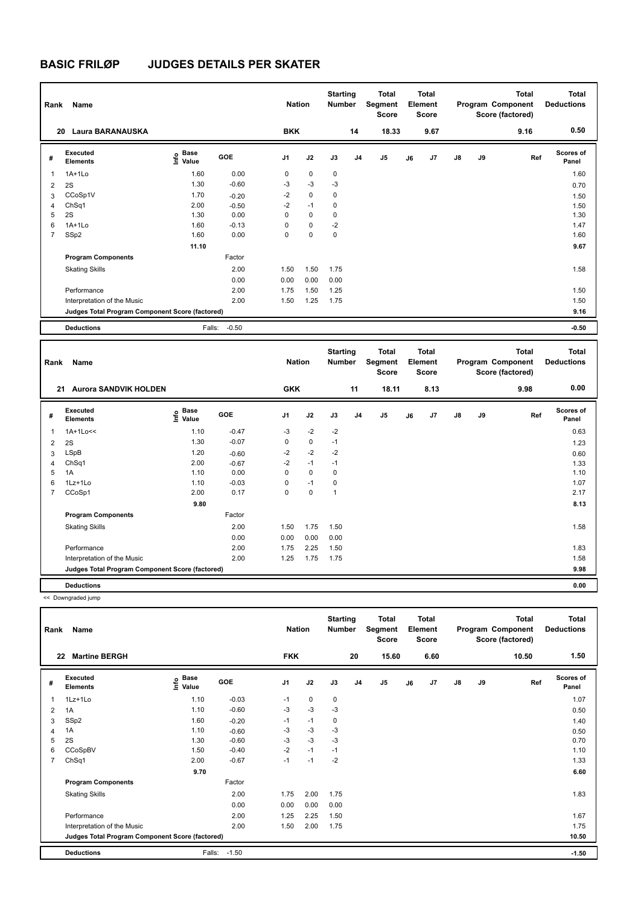# BASIC FRILØP JUDGES DETAILS PER SKATER

| Rank | Name | Nation | Starting Number | Total Segment Score | Total Element Score | Total Program Component Score (factored) | Total Deductions |
|---|---|---|---|---|---|---|---|
| 20 | Laura BARANAUSKA | BKK | 14 | 18.33 | 9.67 | 9.16 | 0.50 |

| # | Executed Elements | Info | Base Value | GOE | J1 | J2 | J3 | J4 | J5 | J6 | J7 | J8 | J9 | Ref | Scores of Panel |
|---|---|---|---|---|---|---|---|---|---|---|---|---|---|---|---|
| 1 | 1A+1Lo | | 1.60 | 0.00 | 0 | 0 | 0 | | | | | | | | 1.60 |
| 2 | 2S | | 1.30 | -0.60 | -3 | -3 | -3 | | | | | | | | 0.70 |
| 3 | CCoSp1V | | 1.70 | -0.20 | -2 | 0 | 0 | | | | | | | | 1.50 |
| 4 | ChSq1 | | 2.00 | -0.50 | -2 | -1 | 0 | | | | | | | | 1.50 |
| 5 | 2S | | 1.30 | 0.00 | 0 | 0 | 0 | | | | | | | | 1.30 |
| 6 | 1A+1Lo | | 1.60 | -0.13 | 0 | 0 | -2 | | | | | | | | 1.47 |
| 7 | SSp2 | | 1.60 | 0.00 | 0 | 0 | 0 | | | | | | | | 1.60 |
| | | | 11.10 | | | | | | | | | | | | 9.67 |
| | Program Components | | | Factor | | | | | | | | | | | |
| | Skating Skills | | | 2.00 | 1.50 | 1.50 | 1.75 | | | | | | | | 1.58 |
| | | | | 0.00 | 0.00 | 0.00 | 0.00 | | | | | | | | |
| | Performance | | | 2.00 | 1.75 | 1.50 | 1.25 | | | | | | | | 1.50 |
| | Interpretation of the Music | | | 2.00 | 1.50 | 1.25 | 1.75 | | | | | | | | 1.50 |
| | Judges Total Program Component Score (factored) | | | | | | | | | | | | | | 9.16 |
| | Deductions | | Falls: | -0.50 | | | | | | | | | | | -0.50 |

| Rank | Name | Nation | Starting Number | Total Segment Score | Total Element Score | Total Program Component Score (factored) | Total Deductions |
|---|---|---|---|---|---|---|---|
| 21 | Aurora SANDVIK HOLDEN | GKK | 11 | 18.11 | 8.13 | 9.98 | 0.00 |

| # | Executed Elements | Info | Base Value | GOE | J1 | J2 | J3 | J4 | J5 | J6 | J7 | J8 | J9 | Ref | Scores of Panel |
|---|---|---|---|---|---|---|---|---|---|---|---|---|---|---|---|
| 1 | 1A+1Lo<< | | 1.10 | -0.47 | -3 | -2 | -2 | | | | | | | | 0.63 |
| 2 | 2S | | 1.30 | -0.07 | 0 | 0 | -1 | | | | | | | | 1.23 |
| 3 | LSpB | | 1.20 | -0.60 | -2 | -2 | -2 | | | | | | | | 0.60 |
| 4 | ChSq1 | | 2.00 | -0.67 | -2 | -1 | -1 | | | | | | | | 1.33 |
| 5 | 1A | | 1.10 | 0.00 | 0 | 0 | 0 | | | | | | | | 1.10 |
| 6 | 1Lz+1Lo | | 1.10 | -0.03 | 0 | -1 | 0 | | | | | | | | 1.07 |
| 7 | CCoSp1 | | 2.00 | 0.17 | 0 | 0 | 1 | | | | | | | | 2.17 |
| | | | 9.80 | | | | | | | | | | | | 8.13 |
| | Program Components | | | Factor | | | | | | | | | | | |
| | Skating Skills | | | 2.00 | 1.50 | 1.75 | 1.50 | | | | | | | | 1.58 |
| | | | | 0.00 | 0.00 | 0.00 | 0.00 | | | | | | | | |
| | Performance | | | 2.00 | 1.75 | 2.25 | 1.50 | | | | | | | | 1.83 |
| | Interpretation of the Music | | | 2.00 | 1.25 | 1.75 | 1.75 | | | | | | | | 1.58 |
| | Judges Total Program Component Score (factored) | | | | | | | | | | | | | | 9.98 |
| | Deductions | | | | | | | | | | | | | | 0.00 |

<< Downgraded jump

| Rank | Name | Nation | Starting Number | Total Segment Score | Total Element Score | Total Program Component Score (factored) | Total Deductions |
|---|---|---|---|---|---|---|---|
| 22 | Martine BERGH | FKK | 20 | 15.60 | 6.60 | 10.50 | 1.50 |

| # | Executed Elements | Info | Base Value | GOE | J1 | J2 | J3 | J4 | J5 | J6 | J7 | J8 | J9 | Ref | Scores of Panel |
|---|---|---|---|---|---|---|---|---|---|---|---|---|---|---|---|
| 1 | 1Lz+1Lo | | 1.10 | -0.03 | -1 | 0 | 0 | | | | | | | | 1.07 |
| 2 | 1A | | 1.10 | -0.60 | -3 | -3 | -3 | | | | | | | | 0.50 |
| 3 | SSp2 | | 1.60 | -0.20 | -1 | -1 | 0 | | | | | | | | 1.40 |
| 4 | 1A | | 1.10 | -0.60 | -3 | -3 | -3 | | | | | | | | 0.50 |
| 5 | 2S | | 1.30 | -0.60 | -3 | -3 | -3 | | | | | | | | 0.70 |
| 6 | CCoSpBV | | 1.50 | -0.40 | -2 | -1 | -1 | | | | | | | | 1.10 |
| 7 | ChSq1 | | 2.00 | -0.67 | -1 | -1 | -2 | | | | | | | | 1.33 |
| | | | 9.70 | | | | | | | | | | | | 6.60 |
| | Program Components | | | Factor | | | | | | | | | | | |
| | Skating Skills | | | 2.00 | 1.75 | 2.00 | 1.75 | | | | | | | | 1.83 |
| | | | | 0.00 | 0.00 | 0.00 | 0.00 | | | | | | | | |
| | Performance | | | 2.00 | 1.25 | 2.25 | 1.50 | | | | | | | | 1.67 |
| | Interpretation of the Music | | | 2.00 | 1.50 | 2.00 | 1.75 | | | | | | | | 1.75 |
| | Judges Total Program Component Score (factored) | | | | | | | | | | | | | | 10.50 |
| | Deductions | | Falls: | -1.50 | | | | | | | | | | | -1.50 |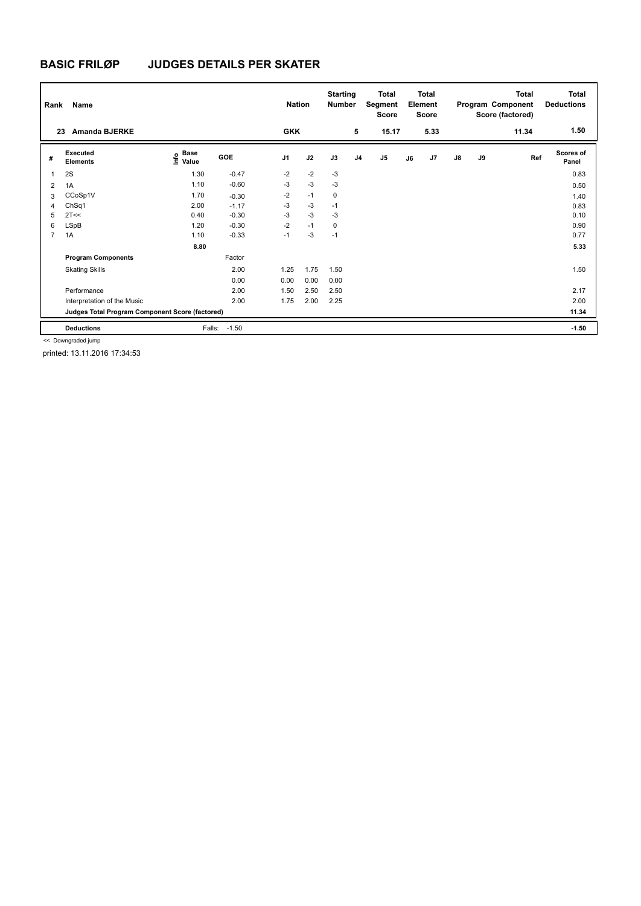## BASIC FRILØP JUDGES DETAILS PER SKATER

| Rank | Name | Nation | Starting Number | Total Segment Score | Total Element Score | Total Program Component Score (factored) | Total Deductions |
|---|---|---|---|---|---|---|---|
| 23 | Amanda BJERKE | GKK | 5 | 15.17 | 5.33 | 11.34 | 1.50 |

| # | Executed Elements | Info | Base Value | GOE | J1 | J2 | J3 | J4 | J5 | J6 | J7 | J8 | J9 | Ref | Scores of Panel |
|---|---|---|---|---|---|---|---|---|---|---|---|---|---|---|---|
| 1 | 2S | | 1.30 | -0.47 | -2 | -2 | -3 | | | | | | | | 0.83 |
| 2 | 1A | | 1.10 | -0.60 | -3 | -3 | -3 | | | | | | | | 0.50 |
| 3 | CCoSp1V | | 1.70 | -0.30 | -2 | -1 | 0 | | | | | | | | 1.40 |
| 4 | ChSq1 | | 2.00 | -1.17 | -3 | -3 | -1 | | | | | | | | 0.83 |
| 5 | 2T<< | | 0.40 | -0.30 | -3 | -3 | -3 | | | | | | | | 0.10 |
| 6 | LSpB | | 1.20 | -0.30 | -2 | -1 | 0 | | | | | | | | 0.90 |
| 7 | 1A | | 1.10 | -0.33 | -1 | -3 | -1 | | | | | | | | 0.77 |
| | | | 8.80 | | | | | | | | | | | | 5.33 |
| | **Program Components** | | | Factor | | | | | | | | | | | |
| | Skating Skills | | | 2.00 | 1.25 | 1.75 | 1.50 | | | | | | | | 1.50 |
| | | | | 0.00 | 0.00 | 0.00 | 0.00 | | | | | | | | |
| | Performance | | | 2.00 | 1.50 | 2.50 | 2.50 | | | | | | | | 2.17 |
| | Interpretation of the Music | | | 2.00 | 1.75 | 2.00 | 2.25 | | | | | | | | 2.00 |
| | **Judges Total Program Component Score (factored)** | | | | | | | | | | | | | | 11.34 |
| | **Deductions** | | Falls: | -1.50 | | | | | | | | | | | -1.50 |

<< Downgraded jump

printed: 13.11.2016 17:34:53